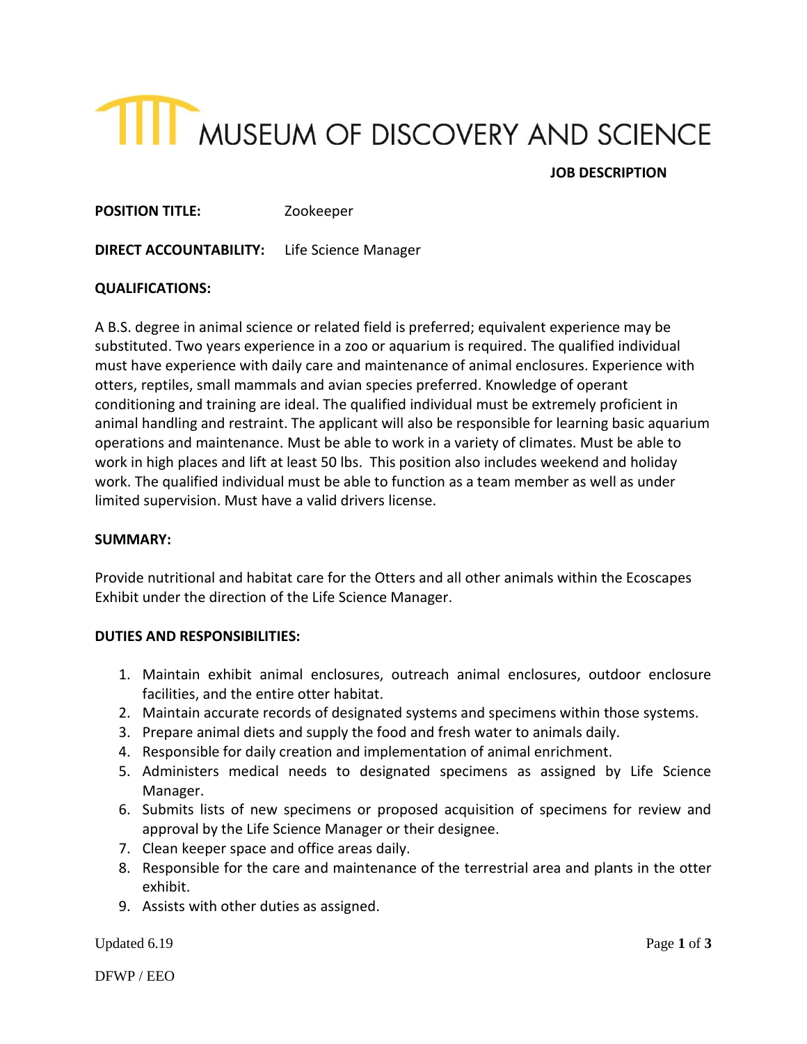# MUSEUM OF DISCOVERY AND SCIENCE

**JOB DESCRIPTION**

**POSITION TITLE:** Zookeeper

**DIRECT ACCOUNTABILITY:** Life Science Manager

**QUALIFICATIONS:**

A B.S. degree in animal science or related field is preferred; equivalent experience may be substituted. Two years experience in a zoo or aquarium is required. The qualified individual must have experience with daily care and maintenance of animal enclosures. Experience with otters, reptiles, small mammals and avian species preferred. Knowledge of operant conditioning and training are ideal. The qualified individual must be extremely proficient in animal handling and restraint. The applicant will also be responsible for learning basic aquarium operations and maintenance. Must be able to work in a variety of climates. Must be able to work in high places and lift at least 50 lbs. This position also includes weekend and holiday work. The qualified individual must be able to function as a team member as well as under limited supervision. Must have a valid drivers license.

**SUMMARY:**

Provide nutritional and habitat care for the Otters and all other animals within the Ecoscapes Exhibit under the direction of the Life Science Manager.

**DUTIES AND RESPONSIBILITIES:**

1. Maintain exhibit animal enclosures, outreach animal enclosures, outdoor enclosure facilities, and the entire otter habitat.
2. Maintain accurate records of designated systems and specimens within those systems.
3. Prepare animal diets and supply the food and fresh water to animals daily.
4. Responsible for daily creation and implementation of animal enrichment.
5. Administers medical needs to designated specimens as assigned by Life Science Manager.
6. Submits lists of new specimens or proposed acquisition of specimens for review and approval by the Life Science Manager or their designee.
7. Clean keeper space and office areas daily.
8. Responsible for the care and maintenance of the terrestrial area and plants in the otter exhibit.
9. Assists with other duties as assigned.

Updated 6.19

DFWP / EEO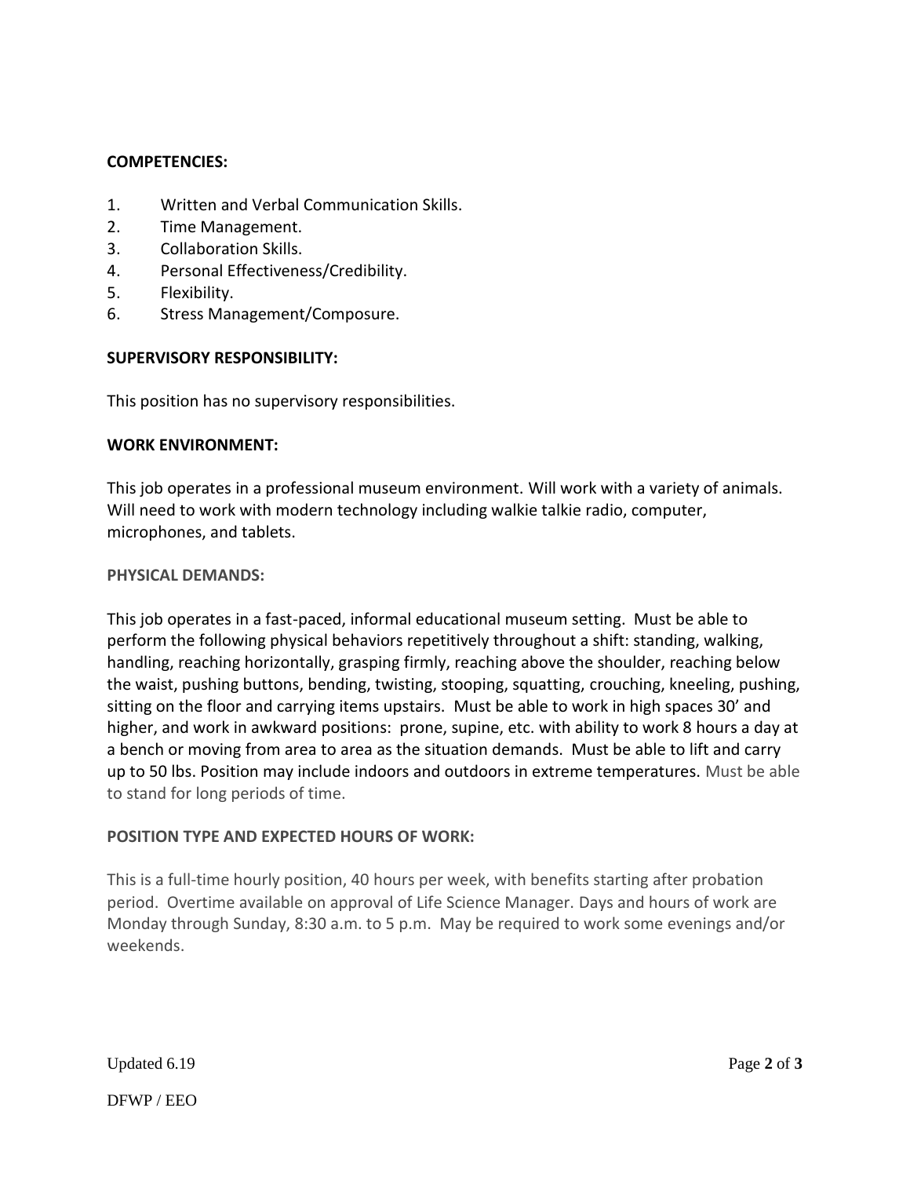**COMPETENCIES:**

1. Written and Verbal Communication Skills.
2. Time Management.
3. Collaboration Skills.
4. Personal Effectiveness/Credibility.
5. Flexibility.
6. Stress Management/Composure.

**SUPERVISORY RESPONSIBILITY:**

This position has no supervisory responsibilities.

**WORK ENVIRONMENT:**

This job operates in a professional museum environment. Will work with a variety of animals. Will need to work with modern technology including walkie talkie radio, computer, microphones, and tablets.

**PHYSICAL DEMANDS:**

This job operates in a fast-paced, informal educational museum setting. Must be able to perform the following physical behaviors repetitively throughout a shift: standing, walking, handling, reaching horizontally, grasping firmly, reaching above the shoulder, reaching below the waist, pushing buttons, bending, twisting, stooping, squatting, crouching, kneeling, pushing, sitting on the floor and carrying items upstairs. Must be able to work in high spaces 30' and higher, and work in awkward positions: prone, supine, etc. with ability to work 8 hours a day at a bench or moving from area to area as the situation demands. Must be able to lift and carry up to 50 lbs. Position may include indoors and outdoors in extreme temperatures. Must be able to stand for long periods of time.

**POSITION TYPE AND EXPECTED HOURS OF WORK:**

This is a full-time hourly position, 40 hours per week, with benefits starting after probation period. Overtime available on approval of Life Science Manager. Days and hours of work are Monday through Sunday, 8:30 a.m. to 5 p.m. May be required to work some evenings and/or weekends.

Updated 6.19

DFWP / EEO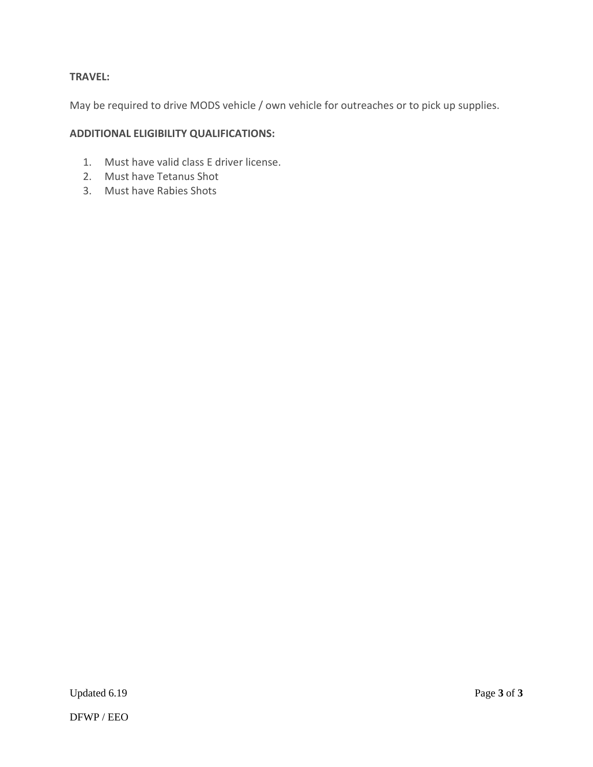**TRAVEL:**

May be required to drive MODS vehicle / own vehicle for outreaches or to pick up supplies.

**ADDITIONAL ELIGIBILITY QUALIFICATIONS:**

1. Must have valid class E driver license.
2. Must have Tetanus Shot
3. Must have Rabies Shots